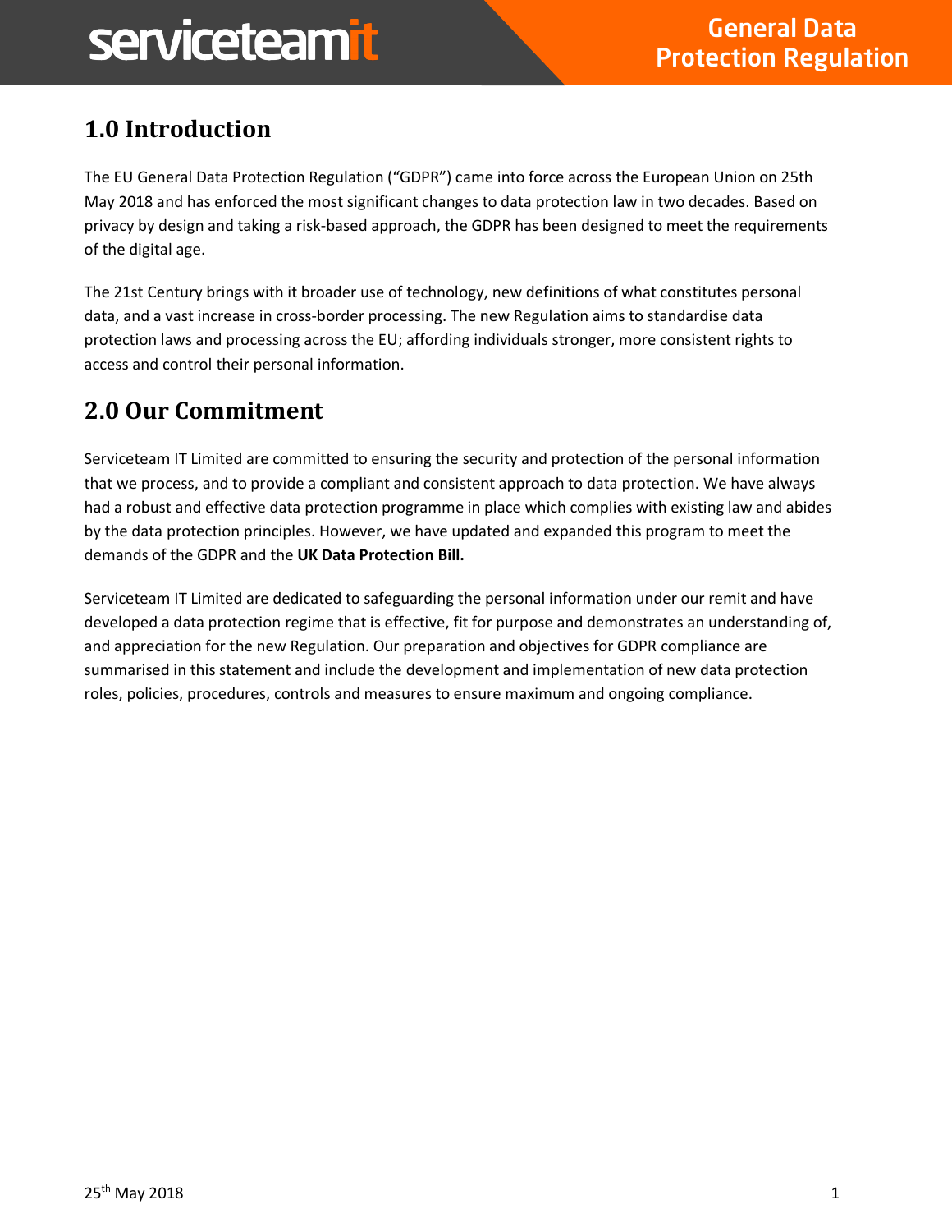# 1.0 Introduction

The EU General Data Protection Regulation ("GDPR") came into force across the European Union on 25th May 2018 and has enforced the most significant changes to data protection law in two decades. Based on privacy by design and taking a risk-based approach, the GDPR has been designed to meet the requirements of the digital age.

The 21st Century brings with it broader use of technology, new definitions of what constitutes personal data, and a vast increase in cross-border processing. The new Regulation aims to standardise data protection laws and processing across the EU; affording individuals stronger, more consistent rights to access and control their personal information.

# 2.0 Our Commitment

Serviceteam IT Limited are committed to ensuring the security and protection of the personal information that we process, and to provide a compliant and consistent approach to data protection. We have always had a robust and effective data protection programme in place which complies with existing law and abides by the data protection principles. However, we have updated and expanded this program to meet the demands of the GDPR and the **UK Data Protection Bill.**

Serviceteam IT Limited are dedicated to safeguarding the personal information under our remit and have developed a data protection regime that is effective, fit for purpose and demonstrates an understanding of, and appreciation for the new Regulation. Our preparation and objectives for GDPR compliance are summarised in this statement and include the development and implementation of new data protection roles, policies, procedures, controls and measures to ensure maximum and ongoing compliance.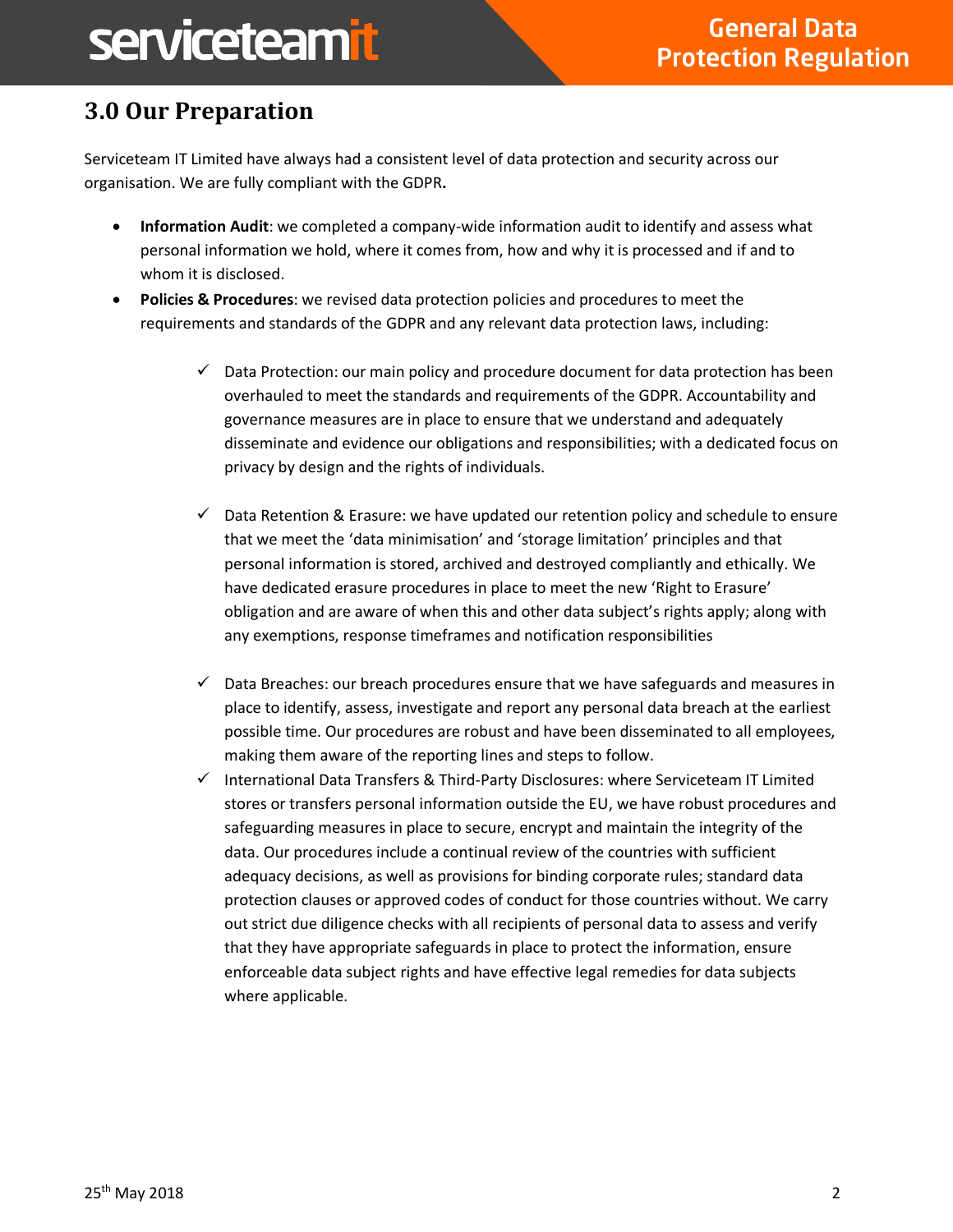## 3.0 Our Preparation

Serviceteam IT Limited have always had a consistent level of data protection and security across our organisation. We are fully compliant with the GDPR**.**

- **Information Audit**: we completed a company-wide information audit to identify and assess what personal information we hold, where it comes from, how and why it is processed and if and to whom it is disclosed.
- **Policies & Procedures**: we revised data protection policies and procedures to meet the requirements and standards of the GDPR and any relevant data protection laws, including:

  - ✓ Data Protection: our main policy and procedure document for data protection has been overhauled to meet the standards and requirements of the GDPR. Accountability and governance measures are in place to ensure that we understand and adequately disseminate and evidence our obligations and responsibilities; with a dedicated focus on privacy by design and the rights of individuals.

  - ✓ Data Retention & Erasure: we have updated our retention policy and schedule to ensure that we meet the 'data minimisation' and 'storage limitation' principles and that personal information is stored, archived and destroyed compliantly and ethically. We have dedicated erasure procedures in place to meet the new 'Right to Erasure' obligation and are aware of when this and other data subject's rights apply; along with any exemptions, response timeframes and notification responsibilities

  - ✓ Data Breaches: our breach procedures ensure that we have safeguards and measures in place to identify, assess, investigate and report any personal data breach at the earliest possible time. Our procedures are robust and have been disseminated to all employees, making them aware of the reporting lines and steps to follow.
  - ✓ International Data Transfers & Third-Party Disclosures: where Serviceteam IT Limited stores or transfers personal information outside the EU, we have robust procedures and safeguarding measures in place to secure, encrypt and maintain the integrity of the data. Our procedures include a continual review of the countries with sufficient adequacy decisions, as well as provisions for binding corporate rules; standard data protection clauses or approved codes of conduct for those countries without. We carry out strict due diligence checks with all recipients of personal data to assess and verify that they have appropriate safeguards in place to protect the information, ensure enforceable data subject rights and have effective legal remedies for data subjects where applicable.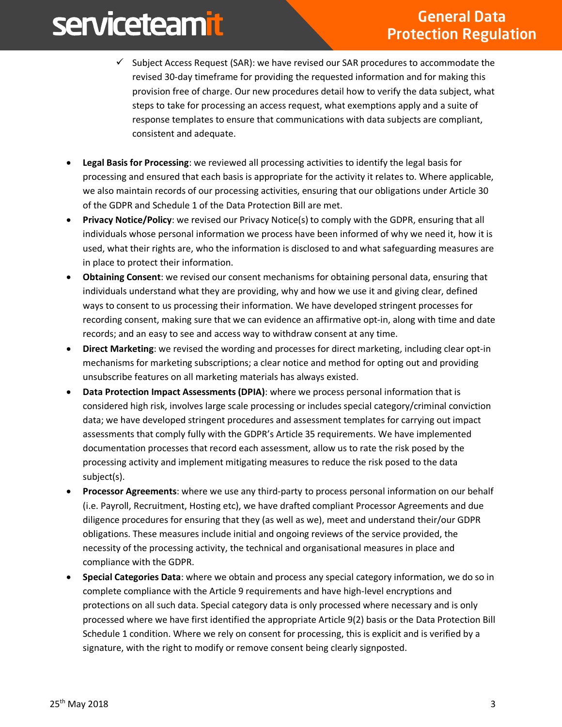- ✓ Subject Access Request (SAR): we have revised our SAR procedures to accommodate the revised 30-day timeframe for providing the requested information and for making this provision free of charge. Our new procedures detail how to verify the data subject, what steps to take for processing an access request, what exemptions apply and a suite of response templates to ensure that communications with data subjects are compliant, consistent and adequate.

- **Legal Basis for Processing**: we reviewed all processing activities to identify the legal basis for processing and ensured that each basis is appropriate for the activity it relates to. Where applicable, we also maintain records of our processing activities, ensuring that our obligations under Article 30 of the GDPR and Schedule 1 of the Data Protection Bill are met.
- **Privacy Notice/Policy**: we revised our Privacy Notice(s) to comply with the GDPR, ensuring that all individuals whose personal information we process have been informed of why we need it, how it is used, what their rights are, who the information is disclosed to and what safeguarding measures are in place to protect their information.
- **Obtaining Consent**: we revised our consent mechanisms for obtaining personal data, ensuring that individuals understand what they are providing, why and how we use it and giving clear, defined ways to consent to us processing their information. We have developed stringent processes for recording consent, making sure that we can evidence an affirmative opt-in, along with time and date records; and an easy to see and access way to withdraw consent at any time.
- **Direct Marketing**: we revised the wording and processes for direct marketing, including clear opt-in mechanisms for marketing subscriptions; a clear notice and method for opting out and providing unsubscribe features on all marketing materials has always existed.
- **Data Protection Impact Assessments (DPIA)**: where we process personal information that is considered high risk, involves large scale processing or includes special category/criminal conviction data; we have developed stringent procedures and assessment templates for carrying out impact assessments that comply fully with the GDPR's Article 35 requirements. We have implemented documentation processes that record each assessment, allow us to rate the risk posed by the processing activity and implement mitigating measures to reduce the risk posed to the data subject(s).
- **Processor Agreements**: where we use any third-party to process personal information on our behalf (i.e. Payroll, Recruitment, Hosting etc), we have drafted compliant Processor Agreements and due diligence procedures for ensuring that they (as well as we), meet and understand their/our GDPR obligations. These measures include initial and ongoing reviews of the service provided, the necessity of the processing activity, the technical and organisational measures in place and compliance with the GDPR.
- **Special Categories Data**: where we obtain and process any special category information, we do so in complete compliance with the Article 9 requirements and have high-level encryptions and protections on all such data. Special category data is only processed where necessary and is only processed where we have first identified the appropriate Article 9(2) basis or the Data Protection Bill Schedule 1 condition. Where we rely on consent for processing, this is explicit and is verified by a signature, with the right to modify or remove consent being clearly signposted.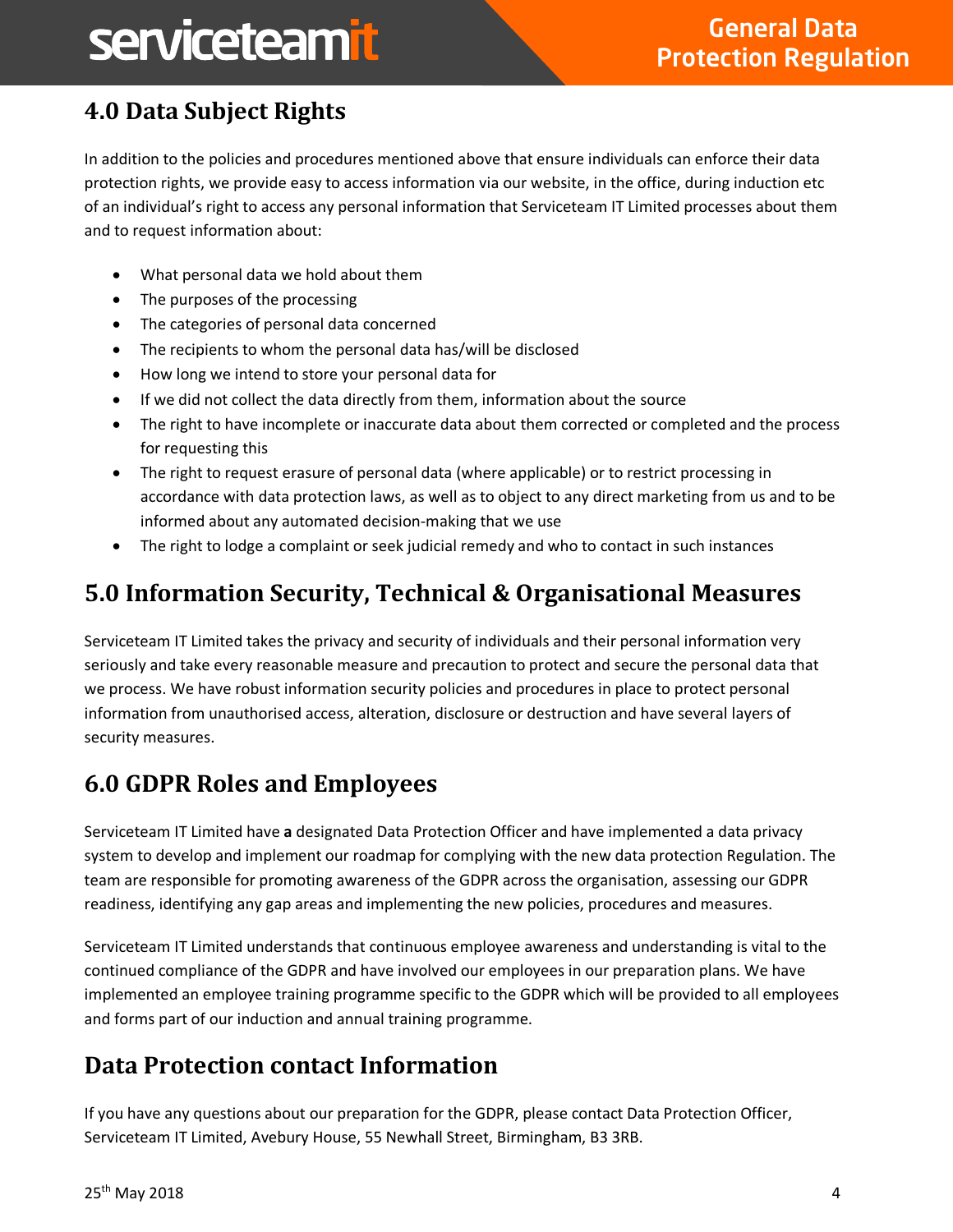## 4.0 Data Subject Rights

In addition to the policies and procedures mentioned above that ensure individuals can enforce their data protection rights, we provide easy to access information via our website, in the office, during induction etc of an individual's right to access any personal information that Serviceteam IT Limited processes about them and to request information about:

- What personal data we hold about them
- The purposes of the processing
- The categories of personal data concerned
- The recipients to whom the personal data has/will be disclosed
- How long we intend to store your personal data for
- If we did not collect the data directly from them, information about the source
- The right to have incomplete or inaccurate data about them corrected or completed and the process for requesting this
- The right to request erasure of personal data (where applicable) or to restrict processing in accordance with data protection laws, as well as to object to any direct marketing from us and to be informed about any automated decision-making that we use
- The right to lodge a complaint or seek judicial remedy and who to contact in such instances

## 5.0 Information Security, Technical & Organisational Measures

Serviceteam IT Limited takes the privacy and security of individuals and their personal information very seriously and take every reasonable measure and precaution to protect and secure the personal data that we process. We have robust information security policies and procedures in place to protect personal information from unauthorised access, alteration, disclosure or destruction and have several layers of security measures.

## 6.0 GDPR Roles and Employees

Serviceteam IT Limited have **a** designated Data Protection Officer and have implemented a data privacy system to develop and implement our roadmap for complying with the new data protection Regulation. The team are responsible for promoting awareness of the GDPR across the organisation, assessing our GDPR readiness, identifying any gap areas and implementing the new policies, procedures and measures.

Serviceteam IT Limited understands that continuous employee awareness and understanding is vital to the continued compliance of the GDPR and have involved our employees in our preparation plans. We have implemented an employee training programme specific to the GDPR which will be provided to all employees and forms part of our induction and annual training programme.

## Data Protection contact Information

If you have any questions about our preparation for the GDPR, please contact Data Protection Officer, Serviceteam IT Limited, Avebury House, 55 Newhall Street, Birmingham, B3 3RB.